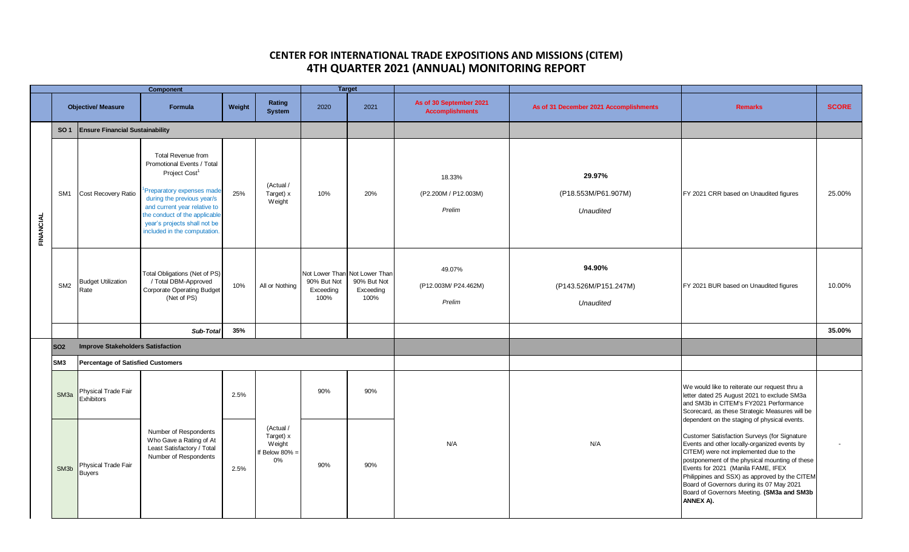# CENTER FOR INTERNATIONAL TRADE EXPOSITIONS AND MISSIONS (CITEM)

## 4TH QUARTER 2021 (ANNUAL) MONITORING REPORT

| | Component | | | | | Target | | | | | |
|---|---|---|---|---|---|---|---|---|---|---|---|
| | Objective/ Measure | | Formula | Weight | Rating System | 2020 | 2021 | As of 30 September 2021 Accomplishments | As of 31 December 2021 Accomplishments | Remarks | SCORE |
| FINANCIAL | SO 1 | Ensure Financial Sustainability | | | | | | | | | |
| | SM1 | Cost Recovery Ratio | Total Revenue from Promotional Events / Total Project Cost[1]<br>[1]Preparatory expenses made during the previous year/s and current year relative to the conduct of the applicable year's projects shall not be included in the computation. | 25% | (Actual / Target) x Weight | 10% | 20% | 18.33%<br>(P2.200M / P12.003M)<br>*Prelim* | **29.97%**<br>(P18.553M/P61.907M)<br>*Unaudited* | FY 2021 CRR based on Unaudited figures | 25.00% |
| | SM2 | Budget Utilization Rate | Total Obligations (Net of PS) / Total DBM-Approved Corporate Operating Budget (Net of PS) | 10% | All or Nothing | Not Lower Than 90% But Not Exceeding 100% | Not Lower Than 90% But Not Exceeding 100% | 49.07%<br>(P12.003M/ P24.462M)<br>*Prelim* | **94.90%**<br>(P143.526M/P151.247M)<br>*Unaudited* | FY 2021 BUR based on Unaudited figures | 10.00% |
| | | | *Sub-Total* | 35% | | | | | | | 35.00% |
| | SO2 | Improve Stakeholders Satisfaction | | | | | | | | | |
| | SM3 | Percentage of Satisfied Customers | | | | | | | | | |
| | SM3a | Physical Trade Fair Exhibitors | Number of Respondents Who Gave a Rating of At Least Satisfactory / Total Number of Respondents | 2.5% | (Actual / Target) x Weight If Below 80% = 0% | 90% | 90% | N/A | N/A | We would like to reiterate our request thru a letter dated 25 August 2021 to exclude SM3a and SM3b in CITEM's FY2021 Performance Scorecard, as these Strategic Measures will be dependent on the staging of physical events.<br><br>Customer Satisfaction Surveys (for Signature Events and other locally-organized events by CITEM) were not implemented due to the postponement of the physical mounting of these Events for 2021 (Manila FAME, IFEX Philippines and SSX) as approved by the CITEM Board of Governors during its 07 May 2021 Board of Governors Meeting. **(SM3a and SM3b ANNEX A).** | - |
| | SM3b | Physical Trade Fair Buyers | | 2.5% | | 90% | 90% | | | | |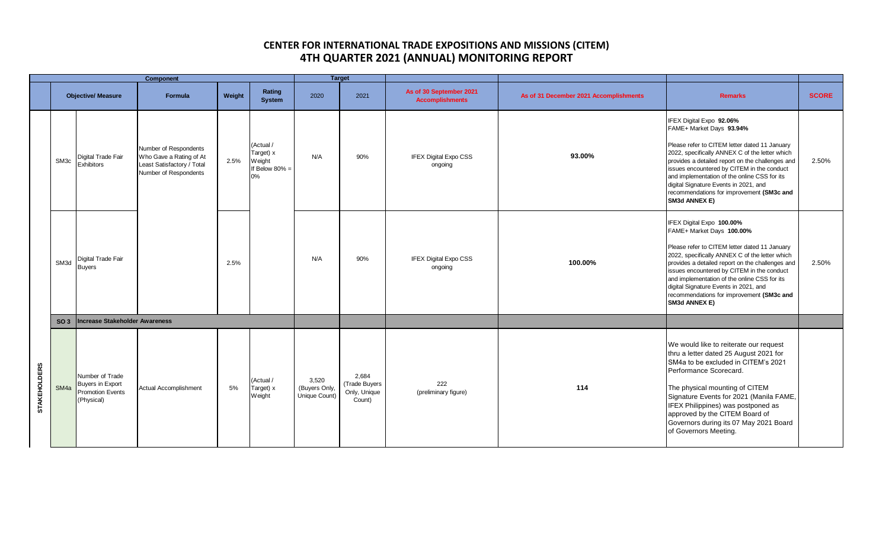## CENTER FOR INTERNATIONAL TRADE EXPOSITIONS AND MISSIONS (CITEM)
## 4TH QUARTER 2021 (ANNUAL) MONITORING REPORT

| | Component | | | | | Target | | | | | |
|---|---|---|---|---|---|---|---|---|---|---|---|
| | Objective/ Measure | | Formula | Weight | Rating System | 2020 | 2021 | As of 30 September 2021 Accomplishments | As of 31 December 2021 Accomplishments | Remarks | SCORE |
| STAKEHOLDERS | SM3c | Digital Trade Fair Exhibitors | Number of Respondents Who Gave a Rating of At Least Satisfactory / Total Number of Respondents | 2.5% | (Actual / Target) x Weight If Below 80% = 0% | N/A | 90% | IFEX Digital Expo CSS ongoing | 93.00% | IFEX Digital Expo **92.06%**<br>FAME+ Market Days **93.94%**<br><br>Please refer to CITEM letter dated 11 January 2022, specifically ANNEX C of the letter which provides a detailed report on the challenges and issues encountered by CITEM in the conduct and implementation of the online CSS for its digital Signature Events in 2021, and recommendations for improvement **(SM3c and SM3d ANNEX E)** | 2.50% |
| | SM3d | Digital Trade Fair Buyers | | 2.5% | | N/A | 90% | IFEX Digital Expo CSS ongoing | 100.00% | IFEX Digital Expo **100.00%**<br>FAME+ Market Days **100.00%**<br><br>Please refer to CITEM letter dated 11 January 2022, specifically ANNEX C of the letter which provides a detailed report on the challenges and issues encountered by CITEM in the conduct and implementation of the online CSS for its digital Signature Events in 2021, and recommendations for improvement **(SM3c and SM3d ANNEX E)** | 2.50% |
| | **SO 3** | **Increase Stakeholder Awareness** | | | | | | | | | |
| | SM4a | Number of Trade Buyers in Export Promotion Events (Physical) | Actual Accomplishment | 5% | (Actual / Target) x Weight | 3,520 (Buyers Only, Unique Count) | 2,684 (Trade Buyers Only, Unique Count) | 222 (preliminary figure) | 114 | We would like to reiterate our request thru a letter dated 25 August 2021 for SM4a to be excluded in CITEM's 2021 Performance Scorecard.<br><br>The physical mounting of CITEM Signature Events for 2021 (Manila FAME, IFEX Philippines) was postponed as approved by the CITEM Board of Governors during its 07 May 2021 Board of Governors Meeting. | |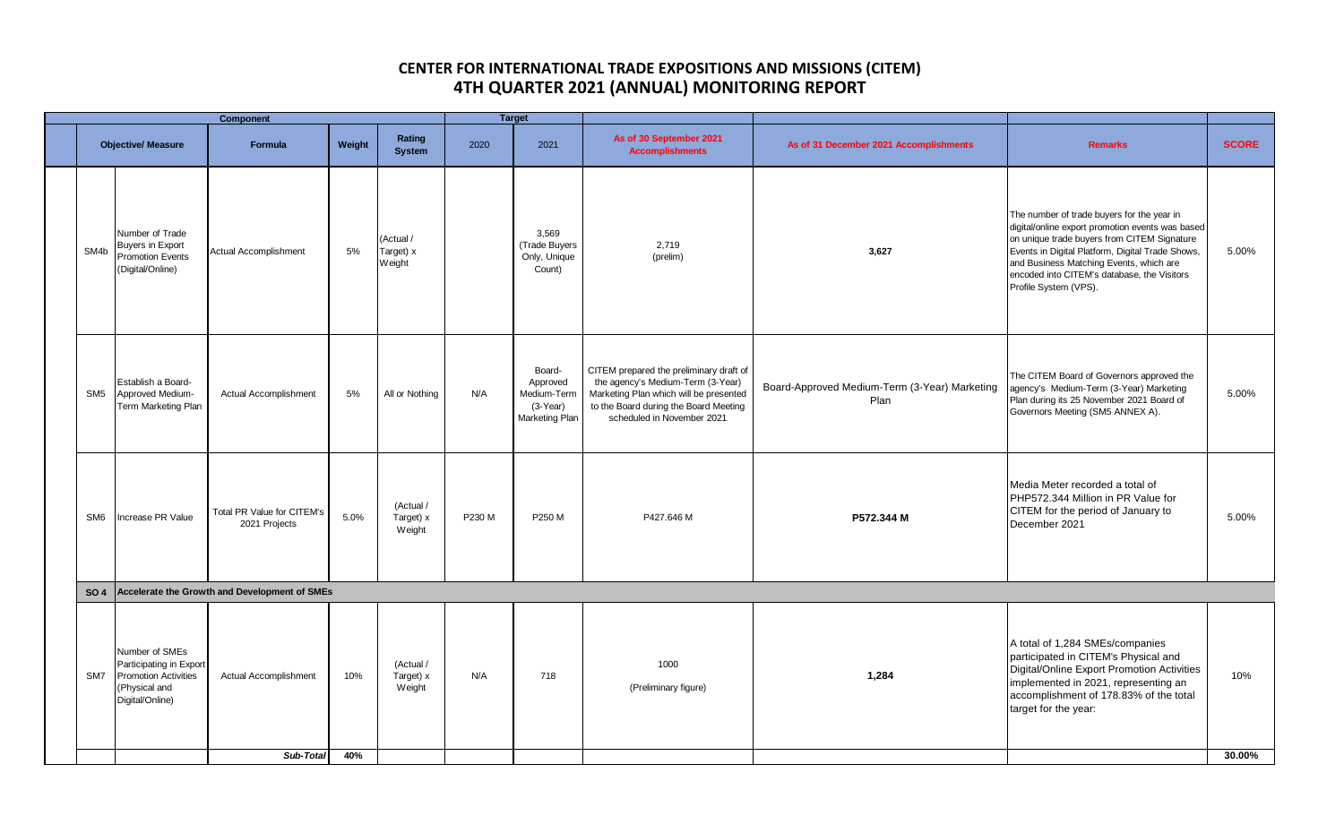# CENTER FOR INTERNATIONAL TRADE EXPOSITIONS AND MISSIONS (CITEM)
## 4TH QUARTER 2021 (ANNUAL) MONITORING REPORT

| | Component | | | | Target | | | | | |
|---|---|---|---|---|---|---|---|---|---|---|
| **Objective/ Measure** | | **Formula** | **Weight** | **Rating System** | **2020** | **2021** | **As of 30 September 2021 Accomplishments** | **As of 31 December 2021 Accomplishments** | **Remarks** | **SCORE** |
| SM4b | Number of Trade Buyers in Export Promotion Events (Digital/Online) | Actual Accomplishment | 5% | (Actual / Target) x Weight | | 3,569 (Trade Buyers Only, Unique Count) | 2,719 (prelim) | **3,627** | The number of trade buyers for the year in digital/online export promotion events was based on unique trade buyers from CITEM Signature Events in Digital Platform, Digital Trade Shows, and Business Matching Events, which are encoded into CITEM's database, the Visitors Profile System (VPS). | 5.00% |
| SM5 | Establish a Board-Approved Medium-Term Marketing Plan | Actual Accomplishment | 5% | All or Nothing | N/A | Board-Approved Medium-Term (3-Year) Marketing Plan | CITEM prepared the preliminary draft of the agency's Medium-Term (3-Year) Marketing Plan which will be presented to the Board during the Board Meeting scheduled in November 2021 | Board-Approved Medium-Term (3-Year) Marketing Plan | The CITEM Board of Governors approved the agency's Medium-Term (3-Year) Marketing Plan during its 25 November 2021 Board of Governors Meeting (SM5 ANNEX A). | 5.00% |
| SM6 | Increase PR Value | Total PR Value for CITEM's 2021 Projects | 5.0% | (Actual / Target) x Weight | P230 M | P250 M | P427.646 M | **P572.344 M** | Media Meter recorded a total of PHP572.344 Million in PR Value for CITEM for the period of January to December 2021 | 5.00% |
| **SO 4** | **Accelerate the Growth and Development of SMEs** | | | | | | | | | |
| SM7 | Number of SMEs Participating in Export Promotion Activities (Physical and Digital/Online) | Actual Accomplishment | 10% | (Actual / Target) x Weight | N/A | 718 | 1000 (Preliminary figure) | **1,284** | A total of 1,284 SMEs/companies participated in CITEM's Physical and Digital/Online Export Promotion Activities implemented in 2021, representing an accomplishment of 178.83% of the total target for the year: | 10% |
| | | ***Sub-Total*** | **40%** | | | | | | | **30.00%** |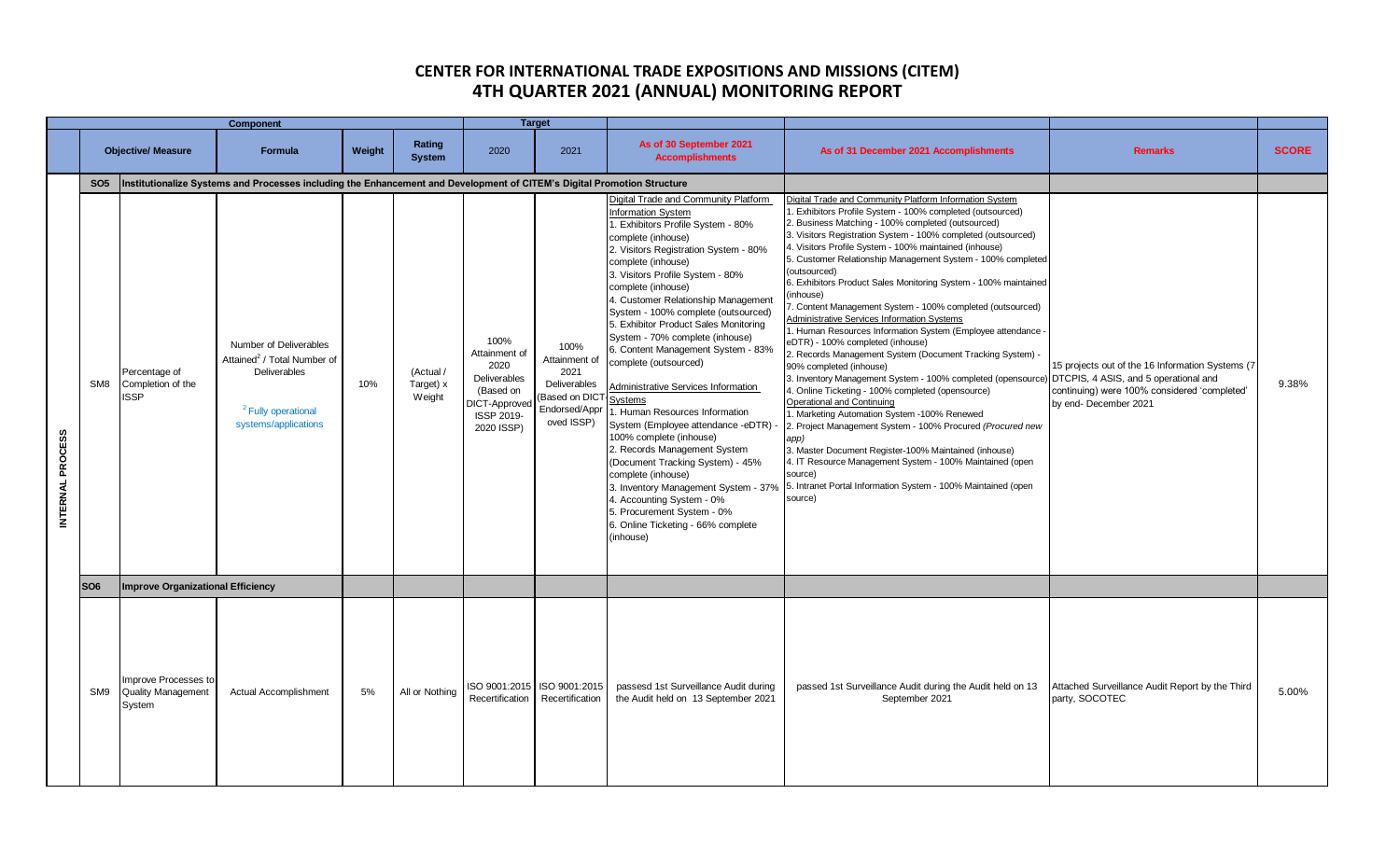# CENTER FOR INTERNATIONAL TRADE EXPOSITIONS AND MISSIONS (CITEM)
# 4TH QUARTER 2021 (ANNUAL) MONITORING REPORT

| | Component | | | | | Target | | | | | |
|---|---|---|---|---|---|---|---|---|---|---|---|
| | Objective/ Measure | | Formula | Weight | Rating System | 2020 | 2021 | As of 30 September 2021 Accomplishments | As of 31 December 2021 Accomplishments | Remarks | SCORE |
| | SO5 | Institutionalize Systems and Processes including the Enhancement and Development of CITEM's Digital Promotion Structure | | | | | | | | | |
| INTERNAL PROCESS | SM8 | Percentage of Completion of the ISSP | Number of Deliverables Attained[2] / Total Number of Deliverables<br><br>[2] Fully operational systems/applications | 10% | (Actual / Target) x Weight | 100% Attainment of 2020 Deliverables (Based on DICT-Approved ISSP 2019-2020 ISSP) | 100% Attainment of 2021 Deliverables (Based on DICT-Endorsed/Approved ISSP) | Digital Trade and Community Platform Information System<br>1. Exhibitors Profile System - 80% complete (inhouse)<br>2. Visitors Registration System - 80% complete (inhouse)<br>3. Visitors Profile System - 80% complete (inhouse)<br>4. Customer Relationship Management System - 100% complete (outsourced)<br>5. Exhibitor Product Sales Monitoring System - 70% complete (inhouse)<br>6. Content Management System - 83% complete (outsourced)<br><br>Administrative Services Information Systems<br>1. Human Resources Information System (Employee attendance -eDTR) - 100% complete (inhouse)<br>2. Records Management System (Document Tracking System) - 45% complete (inhouse)<br>3. Inventory Management System - 37%<br>4. Accounting System - 0%<br>5. Procurement System - 0%<br>6. Online Ticketing - 66% complete (inhouse) | Digital Trade and Community Platform Information System<br>1. Exhibitors Profile System - 100% completed (outsourced)<br>2. Business Matching - 100% completed (outsourced)<br>3. Visitors Registration System - 100% completed (outsourced)<br>4. Visitors Profile System - 100% maintained (inhouse)<br>5. Customer Relationship Management System - 100% completed (outsourced)<br>6. Exhibitors Product Sales Monitoring System - 100% maintained (inhouse)<br>7. Content Management System - 100% completed (outsourced)<br>Administrative Services Information Systems<br>1. Human Resources Information System (Employee attendance - eDTR) - 100% completed (inhouse)<br>2. Records Management System (Document Tracking System) - 90% completed (inhouse)<br>3. Inventory Management System - 100% completed (opensource)<br>4. Online Ticketing - 100% completed (opensource)<br>Operational and Continuing<br>1. Marketing Automation System -100% Renewed<br>2. Project Management System - 100% Procured *(Procured new app)*<br>3. Master Document Register-100% Maintained (inhouse)<br>4. IT Resource Management System - 100% Maintained (open source)<br>5. Intranet Portal Information System - 100% Maintained (open source) | 15 projects out of the 16 Information Systems (7 DTCPIS, 4 ASIS, and 5 operational and continuing) were 100% considered 'completed' by end- December 2021 | 9.38% |
| | SO6 | Improve Organizational Efficiency | | | | | | | | | |
| | SM9 | Improve Processes to Quality Management System | Actual Accomplishment | 5% | All or Nothing | ISO 9001:2015 Recertification | ISO 9001:2015 Recertification | passesd 1st Surveillance Audit during the Audit held on 13 September 2021 | passed 1st Surveillance Audit during the Audit held on 13 September 2021 | Attached Surveillance Audit Report by the Third party, SOCOTEC | 5.00% |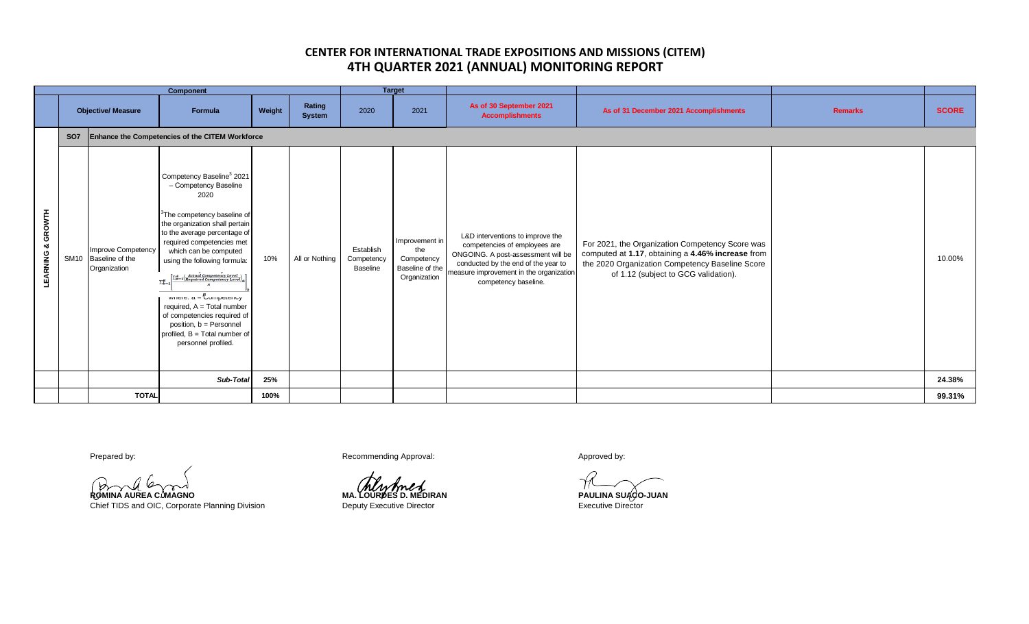# CENTER FOR INTERNATIONAL TRADE EXPOSITIONS AND MISSIONS (CITEM)
## 4TH QUARTER 2021 (ANNUAL) MONITORING REPORT

| | Component | | | | | Target | | | | | |
|---|---|---|---|---|---|---|---|---|---|---|---|
| | Objective/ Measure | | Formula | Weight | Rating System | 2020 | 2021 | As of 30 September 2021 Accomplishments | As of 31 December 2021 Accomplishments | Remarks | SCORE |
| LEARNING & GROWTH | SO7 | Enhance the Competencies of the CITEM Workforce | | | | | | | | | |
| | SM10 | Improve Competency Baseline of the Organization | Competency Baseline[3] 2021 – Competency Baseline 2020<br><br>[3]The competency baseline of the organization shall pertain to the average percentage of required competencies met which can be computed using the following formula:<br>$\frac{\sum_{b=1}^{B}\left[\frac{\sum_{a=1}^{A}\left(\frac{Actual\ Competency\ Level}{Required\ Competency\ Level}\right)_a}{A}\right]_b}{B}$<br>where: a = Competency required, A = Total number of competencies required of position, b = Personnel profiled, B = Total number of personnel profiled. | 10% | All or Nothing | Establish Competency Baseline | Improvement in the Competency Baseline of the Organization | L&D interventions to improve the competencies of employees are ONGOING. A post-assessment will be conducted by the end of the year to measure improvement in the organization competency baseline. | For 2021, the Organization Competency Score was computed at **1.17**, obtaining a **4.46% increase** from the 2020 Organization Competency Baseline Score of 1.12 (subject to GCG validation). | | 10.00% |
| | | | *Sub-Total* | **25%** | | | | | | | **24.38%** |
| | | **TOTAL** | | **100%** | | | | | | | **99.31%** |

Prepared by:

**ROMINA AUREA CUMAGNO**
Chief TIDS and OIC, Corporate Planning Division

Recommending Approval:

**MA. LOURDES D. MEDIRAN**
Deputy Executive Director

Approved by:

**PAULINA SUACO-JUAN**
Executive Director